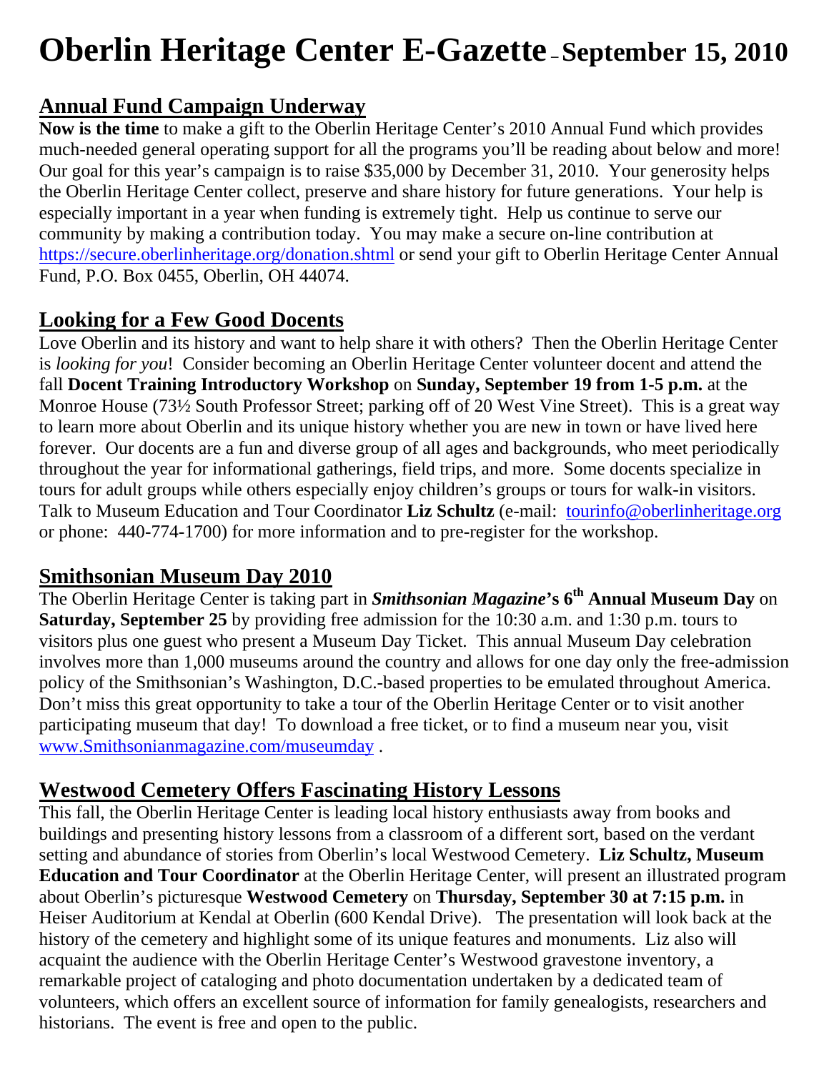# Oberlin Heritage Center E-Gazette – September 15, 2010

## Annual Fund Campaign Underway

**Now is the time** to make a gift to the Oberlin Heritage Center's 2010 Annual Fund which provides much-needed general operating support for all the programs you'll be reading about below and more! Our goal for this year's campaign is to raise $35,000 by December 31, 2010. Your generosity helps the Oberlin Heritage Center collect, preserve and share history for future generations. Your help is especially important in a year when funding is extremely tight. Help us continue to serve our community by making a contribution today. You may make a secure on-line contribution at https://secure.oberlinheritage.org/donation.shtml or send your gift to Oberlin Heritage Center Annual Fund, P.O. Box 0455, Oberlin, OH 44074.

## Looking for a Few Good Docents

Love Oberlin and its history and want to help share it with others? Then the Oberlin Heritage Center is *looking for you*! Consider becoming an Oberlin Heritage Center volunteer docent and attend the fall **Docent Training Introductory Workshop** on **Sunday, September 19 from 1-5 p.m.** at the Monroe House (73½ South Professor Street; parking off of 20 West Vine Street). This is a great way to learn more about Oberlin and its unique history whether you are new in town or have lived here forever. Our docents are a fun and diverse group of all ages and backgrounds, who meet periodically throughout the year for informational gatherings, field trips, and more. Some docents specialize in tours for adult groups while others especially enjoy children's groups or tours for walk-in visitors. Talk to Museum Education and Tour Coordinator **Liz Schultz** (e-mail: tourinfo@oberlinheritage.org or phone: 440-774-1700) for more information and to pre-register for the workshop.

## Smithsonian Museum Day 2010

The Oberlin Heritage Center is taking part in ***Smithsonian Magazine*'s 6th Annual Museum Day** on **Saturday, September 25** by providing free admission for the 10:30 a.m. and 1:30 p.m. tours to visitors plus one guest who present a Museum Day Ticket. This annual Museum Day celebration involves more than 1,000 museums around the country and allows for one day only the free-admission policy of the Smithsonian's Washington, D.C.-based properties to be emulated throughout America. Don't miss this great opportunity to take a tour of the Oberlin Heritage Center or to visit another participating museum that day! To download a free ticket, or to find a museum near you, visit www.Smithsonianmagazine.com/museumday .

## Westwood Cemetery Offers Fascinating History Lessons

This fall, the Oberlin Heritage Center is leading local history enthusiasts away from books and buildings and presenting history lessons from a classroom of a different sort, based on the verdant setting and abundance of stories from Oberlin's local Westwood Cemetery. **Liz Schultz, Museum Education and Tour Coordinator** at the Oberlin Heritage Center, will present an illustrated program about Oberlin's picturesque **Westwood Cemetery** on **Thursday, September 30 at 7:15 p.m.** in Heiser Auditorium at Kendal at Oberlin (600 Kendal Drive). The presentation will look back at the history of the cemetery and highlight some of its unique features and monuments. Liz also will acquaint the audience with the Oberlin Heritage Center's Westwood gravestone inventory, a remarkable project of cataloging and photo documentation undertaken by a dedicated team of volunteers, which offers an excellent source of information for family genealogists, researchers and historians. The event is free and open to the public.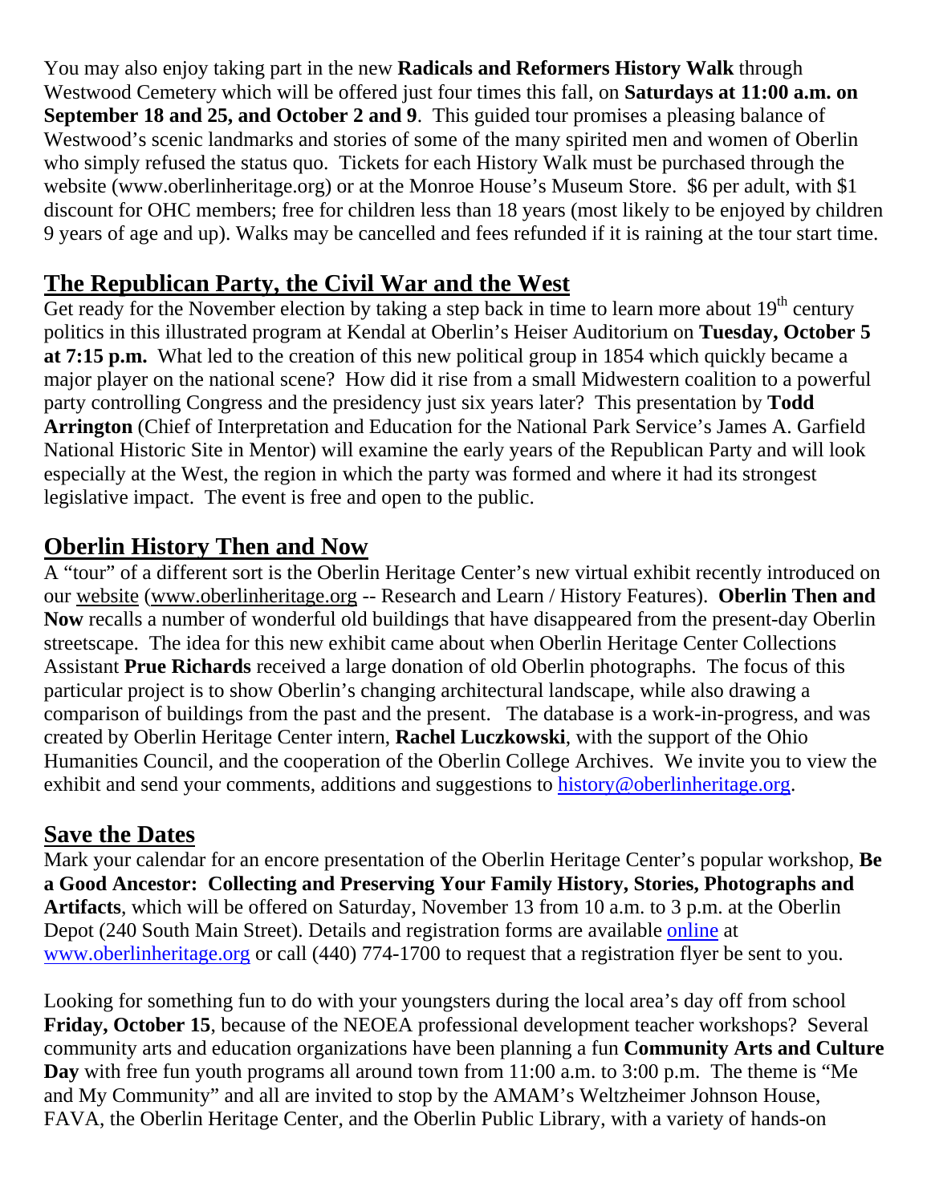You may also enjoy taking part in the new **Radicals and Reformers History Walk** through Westwood Cemetery which will be offered just four times this fall, on **Saturdays at 11:00 a.m. on September 18 and 25, and October 2 and 9**. This guided tour promises a pleasing balance of Westwood's scenic landmarks and stories of some of the many spirited men and women of Oberlin who simply refused the status quo. Tickets for each History Walk must be purchased through the website (www.oberlinheritage.org) or at the Monroe House's Museum Store. $6 per adult, with $1 discount for OHC members; free for children less than 18 years (most likely to be enjoyed by children 9 years of age and up). Walks may be cancelled and fees refunded if it is raining at the tour start time.

## The Republican Party, the Civil War and the West

Get ready for the November election by taking a step back in time to learn more about 19th century politics in this illustrated program at Kendal at Oberlin's Heiser Auditorium on **Tuesday, October 5 at 7:15 p.m.** What led to the creation of this new political group in 1854 which quickly became a major player on the national scene? How did it rise from a small Midwestern coalition to a powerful party controlling Congress and the presidency just six years later? This presentation by **Todd Arrington** (Chief of Interpretation and Education for the National Park Service's James A. Garfield National Historic Site in Mentor) will examine the early years of the Republican Party and will look especially at the West, the region in which the party was formed and where it had its strongest legislative impact. The event is free and open to the public.

## Oberlin History Then and Now

A "tour" of a different sort is the Oberlin Heritage Center's new virtual exhibit recently introduced on our website (www.oberlinheritage.org -- Research and Learn / History Features). **Oberlin Then and Now** recalls a number of wonderful old buildings that have disappeared from the present-day Oberlin streetscape. The idea for this new exhibit came about when Oberlin Heritage Center Collections Assistant **Prue Richards** received a large donation of old Oberlin photographs. The focus of this particular project is to show Oberlin's changing architectural landscape, while also drawing a comparison of buildings from the past and the present. The database is a work-in-progress, and was created by Oberlin Heritage Center intern, **Rachel Luczkowski**, with the support of the Ohio Humanities Council, and the cooperation of the Oberlin College Archives. We invite you to view the exhibit and send your comments, additions and suggestions to history@oberlinheritage.org.

## Save the Dates

Mark your calendar for an encore presentation of the Oberlin Heritage Center's popular workshop, **Be a Good Ancestor: Collecting and Preserving Your Family History, Stories, Photographs and Artifacts**, which will be offered on Saturday, November 13 from 10 a.m. to 3 p.m. at the Oberlin Depot (240 South Main Street). Details and registration forms are available online at www.oberlinheritage.org or call (440) 774-1700 to request that a registration flyer be sent to you.

Looking for something fun to do with your youngsters during the local area's day off from school **Friday, October 15**, because of the NEOEA professional development teacher workshops? Several community arts and education organizations have been planning a fun **Community Arts and Culture Day** with free fun youth programs all around town from 11:00 a.m. to 3:00 p.m. The theme is "Me and My Community" and all are invited to stop by the AMAM's Weltzheimer Johnson House, FAVA, the Oberlin Heritage Center, and the Oberlin Public Library, with a variety of hands-on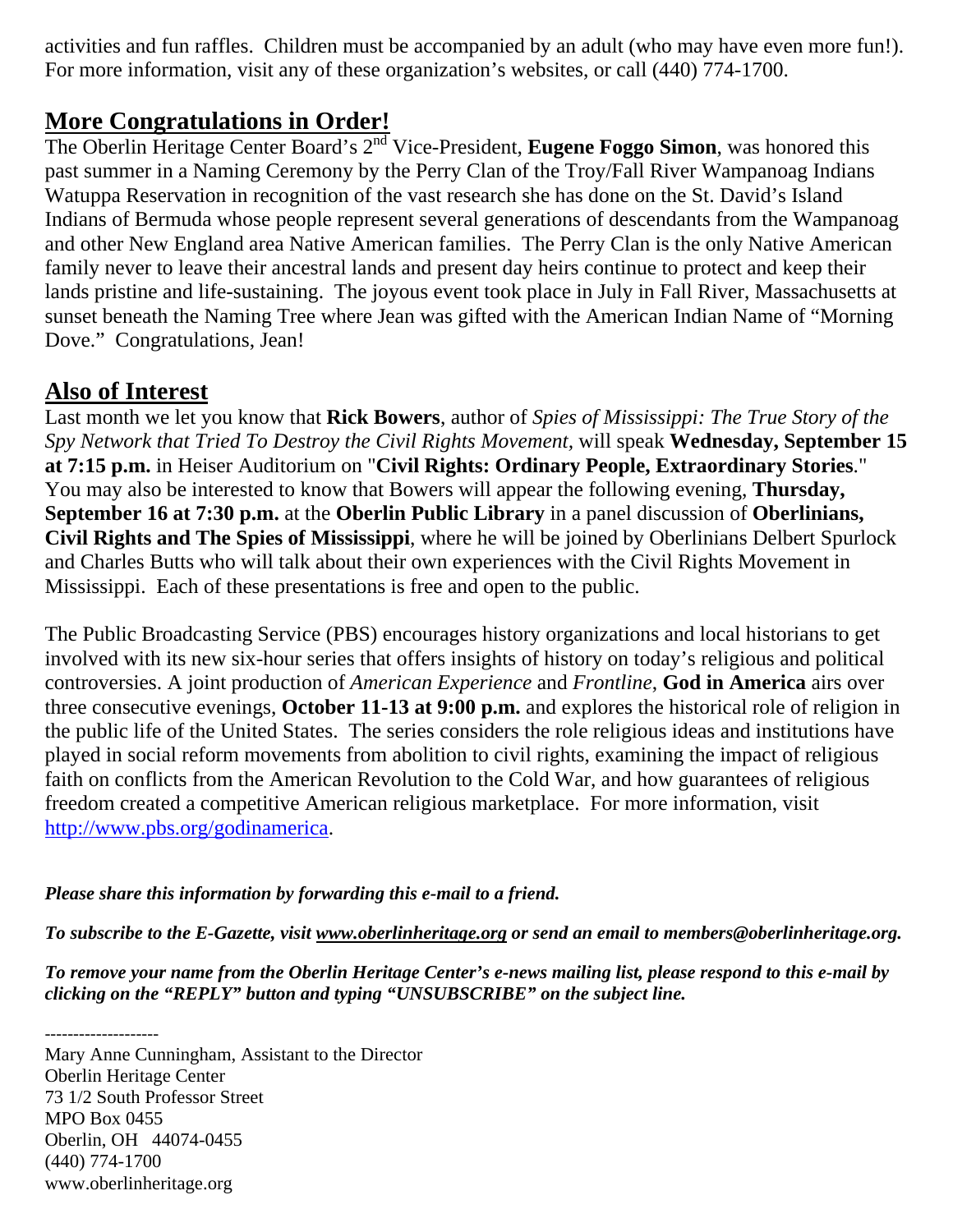activities and fun raffles. Children must be accompanied by an adult (who may have even more fun!). For more information, visit any of these organization's websites, or call (440) 774-1700.

## More Congratulations in Order!

The Oberlin Heritage Center Board's 2nd Vice-President, **Eugene Foggo Simon**, was honored this past summer in a Naming Ceremony by the Perry Clan of the Troy/Fall River Wampanoag Indians Watuppa Reservation in recognition of the vast research she has done on the St. David's Island Indians of Bermuda whose people represent several generations of descendants from the Wampanoag and other New England area Native American families. The Perry Clan is the only Native American family never to leave their ancestral lands and present day heirs continue to protect and keep their lands pristine and life-sustaining. The joyous event took place in July in Fall River, Massachusetts at sunset beneath the Naming Tree where Jean was gifted with the American Indian Name of "Morning Dove." Congratulations, Jean!

## Also of Interest

Last month we let you know that **Rick Bowers**, author of *Spies of Mississippi: The True Story of the Spy Network that Tried To Destroy the Civil Rights Movement,* will speak **Wednesday, September 15 at 7:15 p.m.** in Heiser Auditorium on "**Civil Rights: Ordinary People, Extraordinary Stories**." You may also be interested to know that Bowers will appear the following evening, **Thursday, September 16 at 7:30 p.m.** at the **Oberlin Public Library** in a panel discussion of **Oberlinians, Civil Rights and The Spies of Mississippi**, where he will be joined by Oberlinians Delbert Spurlock and Charles Butts who will talk about their own experiences with the Civil Rights Movement in Mississippi. Each of these presentations is free and open to the public.

The Public Broadcasting Service (PBS) encourages history organizations and local historians to get involved with its new six-hour series that offers insights of history on today's religious and political controversies. A joint production of *American Experience* and *Frontline*, **God in America** airs over three consecutive evenings, **October 11-13 at 9:00 p.m.** and explores the historical role of religion in the public life of the United States. The series considers the role religious ideas and institutions have played in social reform movements from abolition to civil rights, examining the impact of religious faith on conflicts from the American Revolution to the Cold War, and how guarantees of religious freedom created a competitive American religious marketplace. For more information, visit http://www.pbs.org/godinamerica.

***Please share this information by forwarding this e-mail to a friend.***

***To subscribe to the E-Gazette, visit www.oberlinheritage.org or send an email to members@oberlinheritage.org.***

***To remove your name from the Oberlin Heritage Center's e-news mailing list, please respond to this e-mail by clicking on the "REPLY" button and typing "UNSUBSCRIBE" on the subject line.***

--------------------

Mary Anne Cunningham, Assistant to the Director
Oberlin Heritage Center
73 1/2 South Professor Street
MPO Box 0455
Oberlin, OH 44074-0455
(440) 774-1700
www.oberlinheritage.org